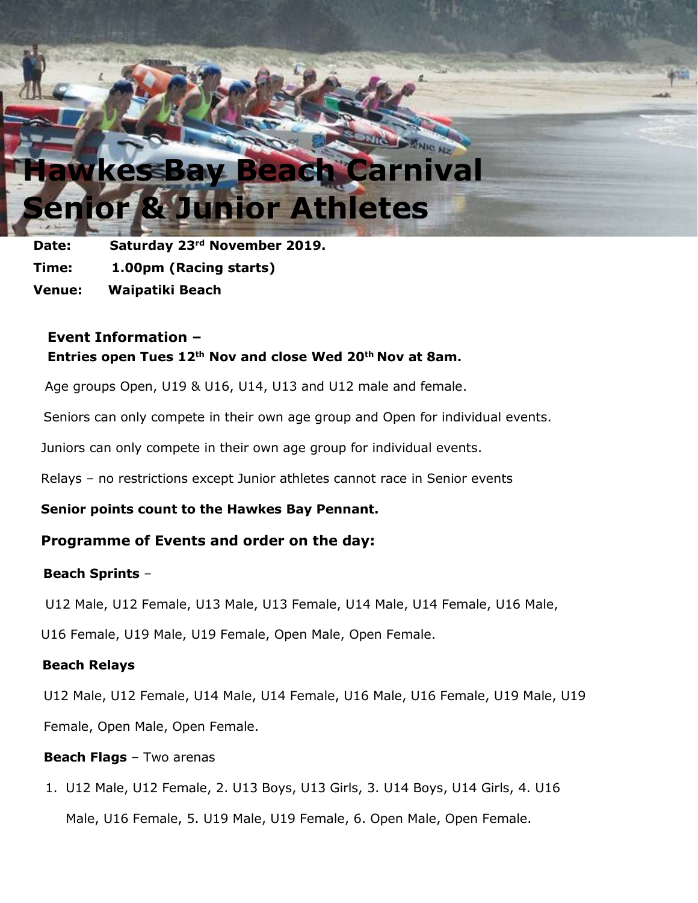# Hawkes Bay Beach Carnival Senior & Junior Athletes

**Date:** **Saturday 23rd November 2019.**

**Time:** **1.00pm (Racing starts)**

**Venue:** **Waipatiki Beach**

### Event Information –

**Entries open Tues 12th Nov and close Wed 20th Nov at 8am.**

Age groups Open, U19 & U16, U14, U13 and U12 male and female.

Seniors can only compete in their own age group and Open for individual events.

Juniors can only compete in their own age group for individual events.

Relays – no restrictions except Junior athletes cannot race in Senior events

**Senior points count to the Hawkes Bay Pennant.**

### Programme of Events and order on the day:

**Beach Sprints** –

U12 Male, U12 Female, U13 Male, U13 Female, U14 Male, U14 Female, U16 Male, U16 Female, U19 Male, U19 Female, Open Male, Open Female.

**Beach Relays**

U12 Male, U12 Female, U14 Male, U14 Female, U16 Male, U16 Female, U19 Male, U19 Female, Open Male, Open Female.

**Beach Flags** – Two arenas

1. U12 Male, U12 Female, 2. U13 Boys, U13 Girls, 3. U14 Boys, U14 Girls, 4. U16 Male, U16 Female, 5. U19 Male, U19 Female, 6. Open Male, Open Female.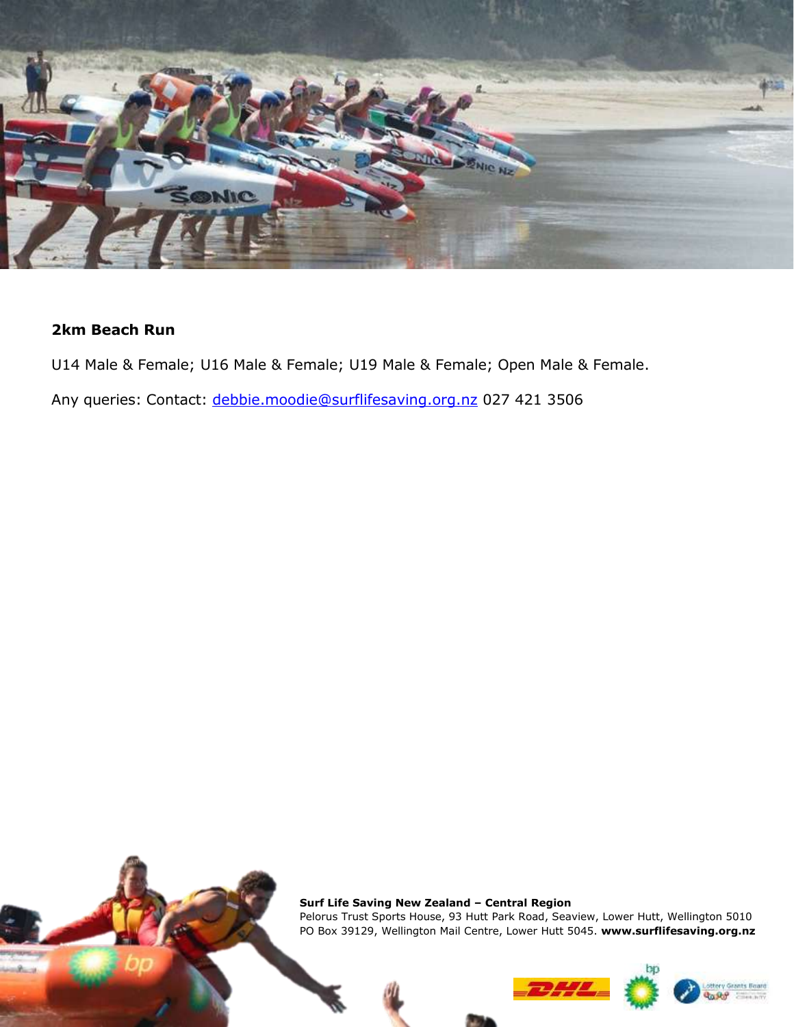**2km Beach Run**

U14 Male & Female; U16 Male & Female; U19 Male & Female; Open Male & Female.

Any queries: Contact: debbie.moodie@surflifesaving.org.nz 027 421 3506

**Surf Life Saving New Zealand – Central Region**
Pelorus Trust Sports House, 93 Hutt Park Road, Seaview, Lower Hutt, Wellington 5010
PO Box 39129, Wellington Mail Centre, Lower Hutt 5045. **www.surflifesaving.org.nz**